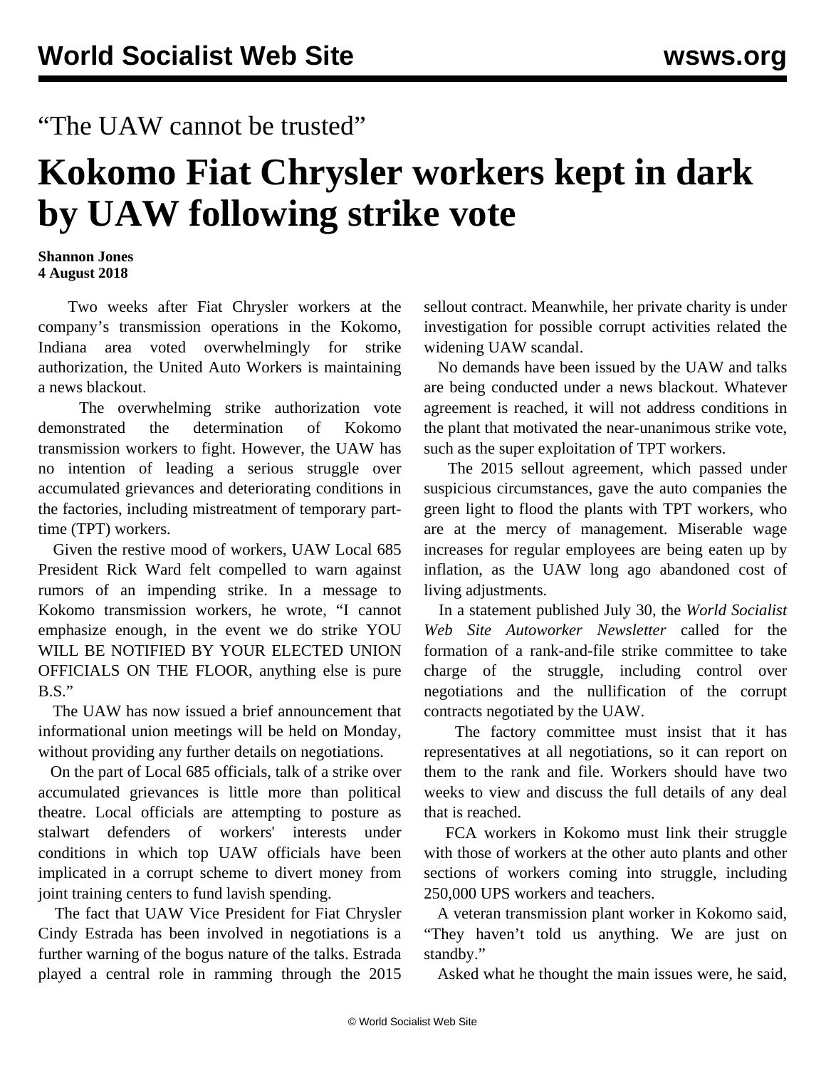"The UAW cannot be trusted"

# Kokomo Fiat Chrysler workers kept in dark by UAW following strike vote

**Shannon Jones**
**4 August 2018**

Two weeks after Fiat Chrysler workers at the company's transmission operations in the Kokomo, Indiana area voted overwhelmingly for strike authorization, the United Auto Workers is maintaining a news blackout.

The overwhelming strike authorization vote demonstrated the determination of Kokomo transmission workers to fight. However, the UAW has no intention of leading a serious struggle over accumulated grievances and deteriorating conditions in the factories, including mistreatment of temporary part-time (TPT) workers.

Given the restive mood of workers, UAW Local 685 President Rick Ward felt compelled to warn against rumors of an impending strike. In a message to Kokomo transmission workers, he wrote, "I cannot emphasize enough, in the event we do strike YOU WILL BE NOTIFIED BY YOUR ELECTED UNION OFFICIALS ON THE FLOOR, anything else is pure B.S."

The UAW has now issued a brief announcement that informational union meetings will be held on Monday, without providing any further details on negotiations.

On the part of Local 685 officials, talk of a strike over accumulated grievances is little more than political theatre. Local officials are attempting to posture as stalwart defenders of workers' interests under conditions in which top UAW officials have been implicated in a corrupt scheme to divert money from joint training centers to fund lavish spending.

The fact that UAW Vice President for Fiat Chrysler Cindy Estrada has been involved in negotiations is a further warning of the bogus nature of the talks. Estrada played a central role in ramming through the 2015 sellout contract. Meanwhile, her private charity is under investigation for possible corrupt activities related the widening UAW scandal.

No demands have been issued by the UAW and talks are being conducted under a news blackout. Whatever agreement is reached, it will not address conditions in the plant that motivated the near-unanimous strike vote, such as the super exploitation of TPT workers.

The 2015 sellout agreement, which passed under suspicious circumstances, gave the auto companies the green light to flood the plants with TPT workers, who are at the mercy of management. Miserable wage increases for regular employees are being eaten up by inflation, as the UAW long ago abandoned cost of living adjustments.

In a statement published July 30, the *World Socialist Web Site Autoworker Newsletter* called for the formation of a rank-and-file strike committee to take charge of the struggle, including control over negotiations and the nullification of the corrupt contracts negotiated by the UAW.

The factory committee must insist that it has representatives at all negotiations, so it can report on them to the rank and file. Workers should have two weeks to view and discuss the full details of any deal that is reached.

FCA workers in Kokomo must link their struggle with those of workers at the other auto plants and other sections of workers coming into struggle, including 250,000 UPS workers and teachers.

A veteran transmission plant worker in Kokomo said, "They haven't told us anything. We are just on standby."

Asked what he thought the main issues were, he said,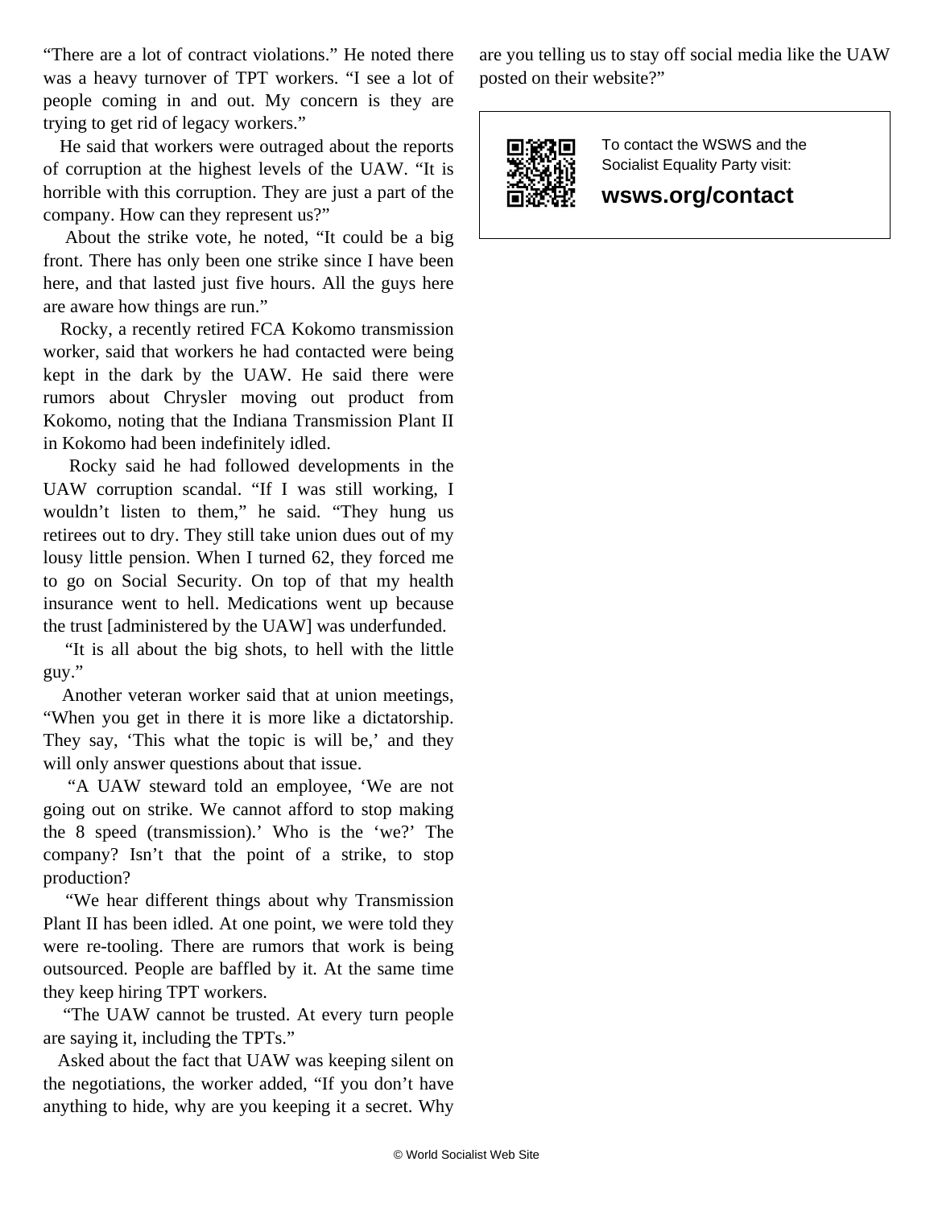"There are a lot of contract violations." He noted there was a heavy turnover of TPT workers. "I see a lot of people coming in and out. My concern is they are trying to get rid of legacy workers."

He said that workers were outraged about the reports of corruption at the highest levels of the UAW. "It is horrible with this corruption. They are just a part of the company. How can they represent us?"

About the strike vote, he noted, "It could be a big front. There has only been one strike since I have been here, and that lasted just five hours. All the guys here are aware how things are run."

Rocky, a recently retired FCA Kokomo transmission worker, said that workers he had contacted were being kept in the dark by the UAW. He said there were rumors about Chrysler moving out product from Kokomo, noting that the Indiana Transmission Plant II in Kokomo had been indefinitely idled.

Rocky said he had followed developments in the UAW corruption scandal. "If I was still working, I wouldn't listen to them," he said. "They hung us retirees out to dry. They still take union dues out of my lousy little pension. When I turned 62, they forced me to go on Social Security. On top of that my health insurance went to hell. Medications went up because the trust [administered by the UAW] was underfunded.

"It is all about the big shots, to hell with the little guy."

Another veteran worker said that at union meetings, "When you get in there it is more like a dictatorship. They say, 'This what the topic is will be,' and they will only answer questions about that issue.

"A UAW steward told an employee, 'We are not going out on strike. We cannot afford to stop making the 8 speed (transmission).' Who is the 'we?' The company? Isn't that the point of a strike, to stop production?

"We hear different things about why Transmission Plant II has been idled. At one point, we were told they were re-tooling. There are rumors that work is being outsourced. People are baffled by it. At the same time they keep hiring TPT workers.

"The UAW cannot be trusted. At every turn people are saying it, including the TPTs."

Asked about the fact that UAW was keeping silent on the negotiations, the worker added, "If you don't have anything to hide, why are you keeping it a secret. Why are you telling us to stay off social media like the UAW posted on their website?"

To contact the WSWS and the Socialist Equality Party visit:

**wsws.org/contact**